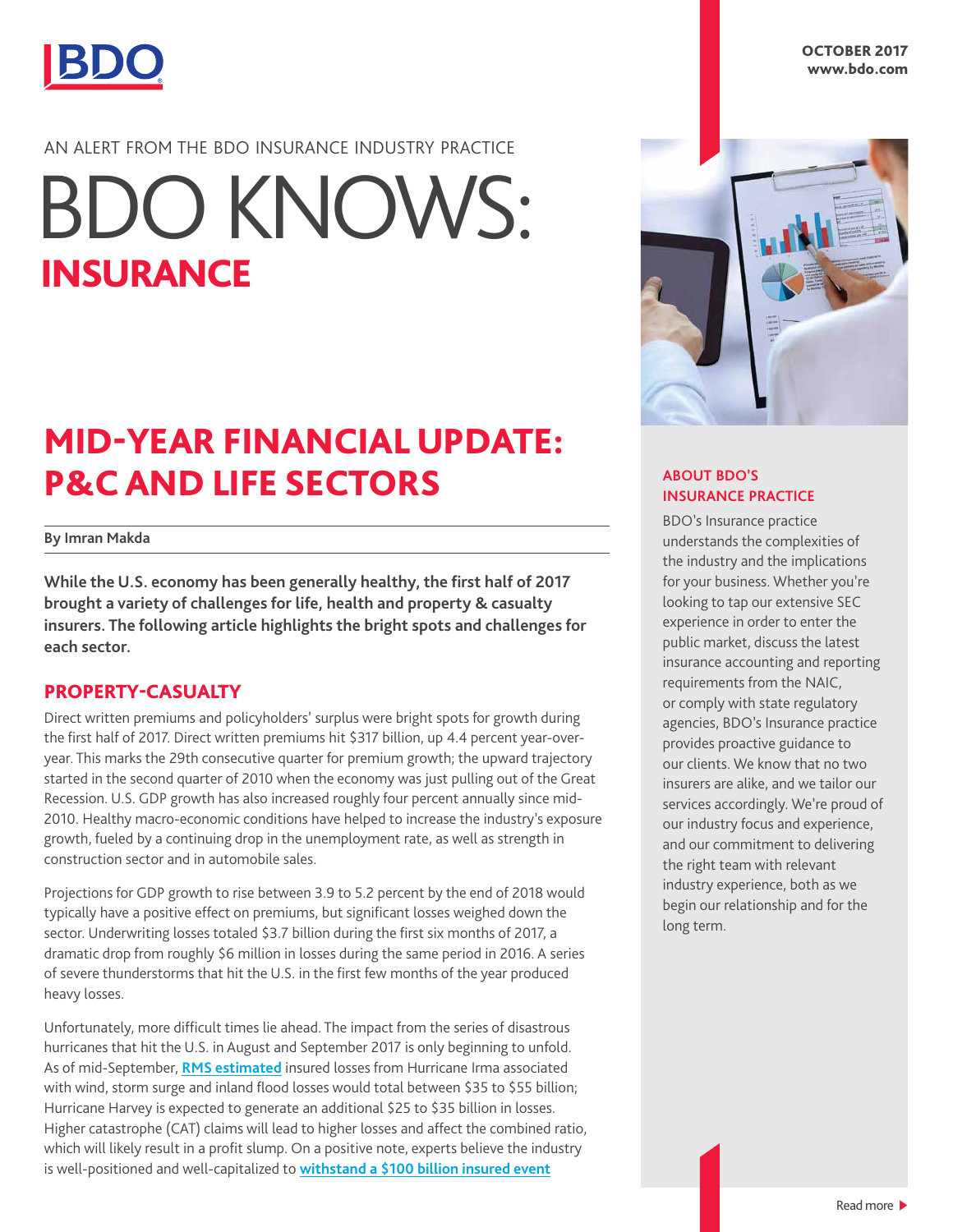BDO

OCTOBER 2017
www.bdo.com

AN ALERT FROM THE BDO INSURANCE INDUSTRY PRACTICE

# BDO KNOWS: INSURANCE

## MID-YEAR FINANCIAL UPDATE: P&C AND LIFE SECTORS

**By Imran Makda**

**While the U.S. economy has been generally healthy, the first half of 2017 brought a variety of challenges for life, health and property & casualty insurers. The following article highlights the bright spots and challenges for each sector.**

### PROPERTY-CASUALTY

Direct written premiums and policyholders' surplus were bright spots for growth during the first half of 2017. Direct written premiums hit $317 billion, up 4.4 percent year-over-year. This marks the 29th consecutive quarter for premium growth; the upward trajectory started in the second quarter of 2010 when the economy was just pulling out of the Great Recession. U.S. GDP growth has also increased roughly four percent annually since mid-2010. Healthy macro-economic conditions have helped to increase the industry's exposure growth, fueled by a continuing drop in the unemployment rate, as well as strength in construction sector and in automobile sales.

Projections for GDP growth to rise between 3.9 to 5.2 percent by the end of 2018 would typically have a positive effect on premiums, but significant losses weighed down the sector. Underwriting losses totaled $3.7 billion during the first six months of 2017, a dramatic drop from roughly $6 million in losses during the same period in 2016. A series of severe thunderstorms that hit the U.S. in the first few months of the year produced heavy losses.

Unfortunately, more difficult times lie ahead. The impact from the series of disastrous hurricanes that hit the U.S. in August and September 2017 is only beginning to unfold. As of mid-September, **RMS estimated** insured losses from Hurricane Irma associated with wind, storm surge and inland flood losses would total between $35 to $55 billion; Hurricane Harvey is expected to generate an additional $25 to $35 billion in losses. Higher catastrophe (CAT) claims will lead to higher losses and affect the combined ratio, which will likely result in a profit slump. On a positive note, experts believe the industry is well-positioned and well-capitalized to **withstand a $100 billion insured event**

#### ABOUT BDO'S INSURANCE PRACTICE

BDO's Insurance practice understands the complexities of the industry and the implications for your business. Whether you're looking to tap our extensive SEC experience in order to enter the public market, discuss the latest insurance accounting and reporting requirements from the NAIC, or comply with state regulatory agencies, BDO's Insurance practice provides proactive guidance to our clients. We know that no two insurers are alike, and we tailor our services accordingly. We're proud of our industry focus and experience, and our commitment to delivering the right team with relevant industry experience, both as we begin our relationship and for the long term.

Read more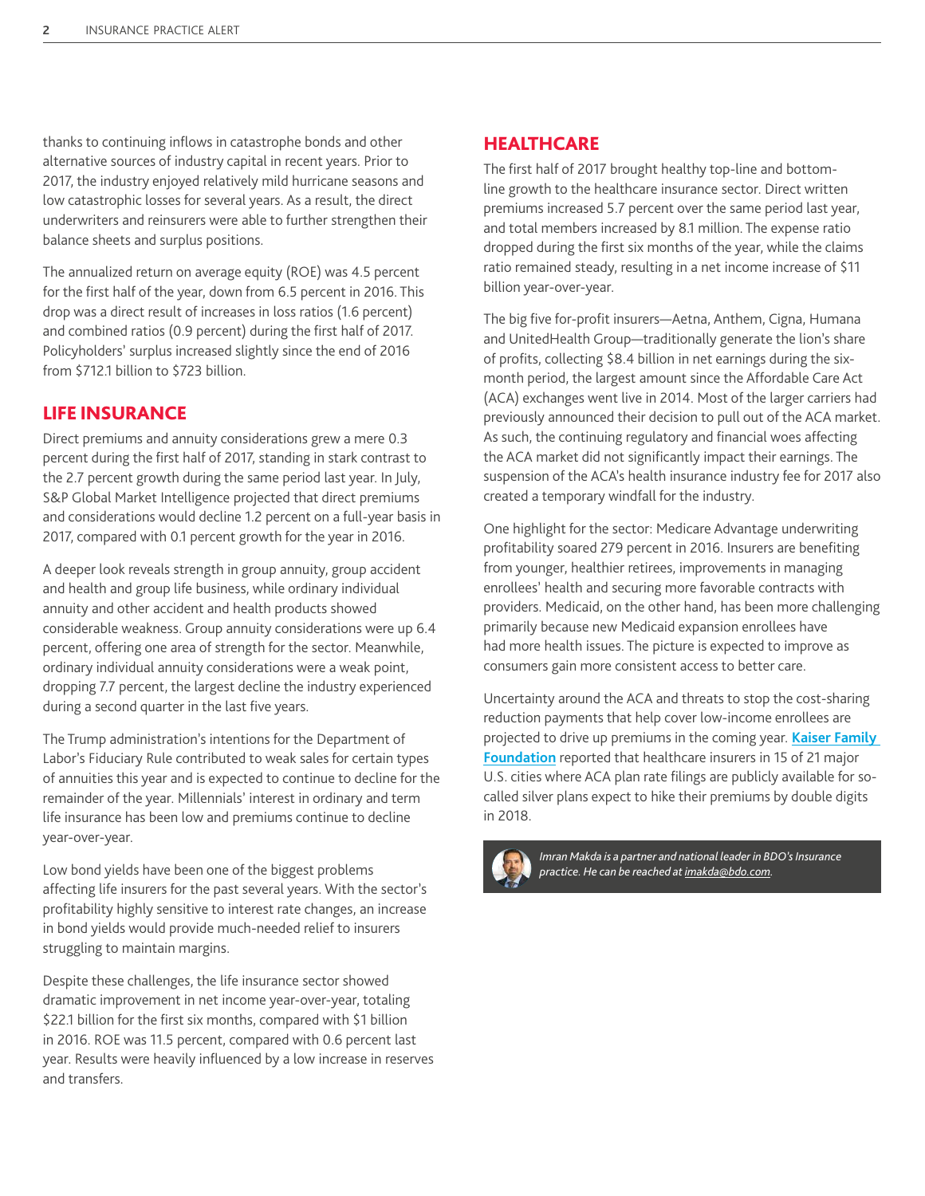thanks to continuing inflows in catastrophe bonds and other alternative sources of industry capital in recent years. Prior to 2017, the industry enjoyed relatively mild hurricane seasons and low catastrophic losses for several years. As a result, the direct underwriters and reinsurers were able to further strengthen their balance sheets and surplus positions.

The annualized return on average equity (ROE) was 4.5 percent for the first half of the year, down from 6.5 percent in 2016. This drop was a direct result of increases in loss ratios (1.6 percent) and combined ratios (0.9 percent) during the first half of 2017. Policyholders' surplus increased slightly since the end of 2016 from $712.1 billion to $723 billion.

## LIFE INSURANCE

Direct premiums and annuity considerations grew a mere 0.3 percent during the first half of 2017, standing in stark contrast to the 2.7 percent growth during the same period last year. In July, S&P Global Market Intelligence projected that direct premiums and considerations would decline 1.2 percent on a full-year basis in 2017, compared with 0.1 percent growth for the year in 2016.

A deeper look reveals strength in group annuity, group accident and health and group life business, while ordinary individual annuity and other accident and health products showed considerable weakness. Group annuity considerations were up 6.4 percent, offering one area of strength for the sector. Meanwhile, ordinary individual annuity considerations were a weak point, dropping 7.7 percent, the largest decline the industry experienced during a second quarter in the last five years.

The Trump administration's intentions for the Department of Labor's Fiduciary Rule contributed to weak sales for certain types of annuities this year and is expected to continue to decline for the remainder of the year. Millennials' interest in ordinary and term life insurance has been low and premiums continue to decline year-over-year.

Low bond yields have been one of the biggest problems affecting life insurers for the past several years. With the sector's profitability highly sensitive to interest rate changes, an increase in bond yields would provide much-needed relief to insurers struggling to maintain margins.

Despite these challenges, the life insurance sector showed dramatic improvement in net income year-over-year, totaling $22.1 billion for the first six months, compared with $1 billion in 2016. ROE was 11.5 percent, compared with 0.6 percent last year. Results were heavily influenced by a low increase in reserves and transfers.

## HEALTHCARE

The first half of 2017 brought healthy top-line and bottom-line growth to the healthcare insurance sector. Direct written premiums increased 5.7 percent over the same period last year, and total members increased by 8.1 million. The expense ratio dropped during the first six months of the year, while the claims ratio remained steady, resulting in a net income increase of $11 billion year-over-year.

The big five for-profit insurers—Aetna, Anthem, Cigna, Humana and UnitedHealth Group—traditionally generate the lion's share of profits, collecting $8.4 billion in net earnings during the six-month period, the largest amount since the Affordable Care Act (ACA) exchanges went live in 2014. Most of the larger carriers had previously announced their decision to pull out of the ACA market. As such, the continuing regulatory and financial woes affecting the ACA market did not significantly impact their earnings. The suspension of the ACA's health insurance industry fee for 2017 also created a temporary windfall for the industry.

One highlight for the sector: Medicare Advantage underwriting profitability soared 279 percent in 2016. Insurers are benefiting from younger, healthier retirees, improvements in managing enrollees' health and securing more favorable contracts with providers. Medicaid, on the other hand, has been more challenging primarily because new Medicaid expansion enrollees have had more health issues. The picture is expected to improve as consumers gain more consistent access to better care.

Uncertainty around the ACA and threats to stop the cost-sharing reduction payments that help cover low-income enrollees are projected to drive up premiums in the coming year. **Kaiser Family Foundation** reported that healthcare insurers in 15 of 21 major U.S. cities where ACA plan rate filings are publicly available for so-called silver plans expect to hike their premiums by double digits in 2018.

*Imran Makda is a partner and national leader in BDO's Insurance practice. He can be reached at imakda@bdo.com.*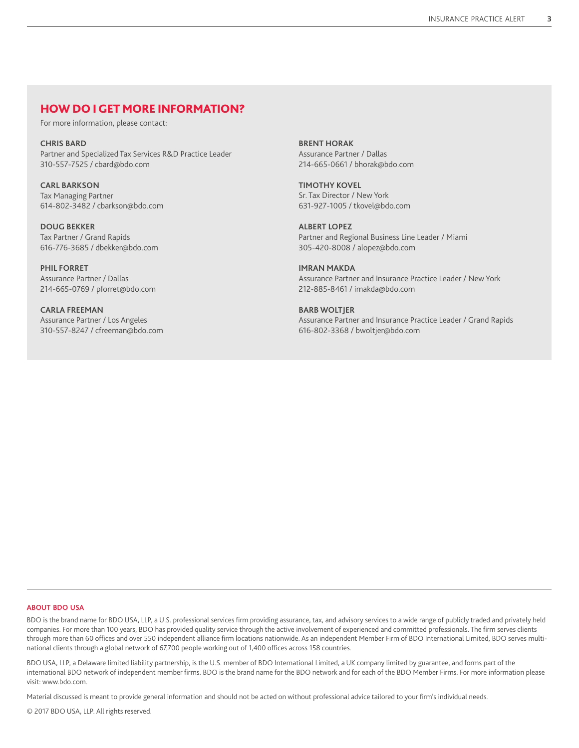## HOW DO I GET MORE INFORMATION?

For more information, please contact:

**CHRIS BARD**
Partner and Specialized Tax Services R&D Practice Leader
310-557-7525 / cbard@bdo.com

**CARL BARKSON**
Tax Managing Partner
614-802-3482 / cbarkson@bdo.com

**DOUG BEKKER**
Tax Partner / Grand Rapids
616-776-3685 / dbekker@bdo.com

**PHIL FORRET**
Assurance Partner / Dallas
214-665-0769 / pforret@bdo.com

**CARLA FREEMAN**
Assurance Partner / Los Angeles
310-557-8247 / cfreeman@bdo.com

**BRENT HORAK**
Assurance Partner / Dallas
214-665-0661 / bhorak@bdo.com

**TIMOTHY KOVEL**
Sr. Tax Director / New York
631-927-1005 / tkovel@bdo.com

**ALBERT LOPEZ**
Partner and Regional Business Line Leader / Miami
305-420-8008 / alopez@bdo.com

**IMRAN MAKDA**
Assurance Partner and Insurance Practice Leader / New York
212-885-8461 / imakda@bdo.com

**BARB WOLTJER**
Assurance Partner and Insurance Practice Leader / Grand Rapids
616-802-3368 / bwoltjer@bdo.com

**ABOUT BDO USA**

BDO is the brand name for BDO USA, LLP, a U.S. professional services firm providing assurance, tax, and advisory services to a wide range of publicly traded and privately held companies. For more than 100 years, BDO has provided quality service through the active involvement of experienced and committed professionals. The firm serves clients through more than 60 offices and over 550 independent alliance firm locations nationwide. As an independent Member Firm of BDO International Limited, BDO serves multi-national clients through a global network of 67,700 people working out of 1,400 offices across 158 countries.

BDO USA, LLP, a Delaware limited liability partnership, is the U.S. member of BDO International Limited, a UK company limited by guarantee, and forms part of the international BDO network of independent member firms. BDO is the brand name for the BDO network and for each of the BDO Member Firms. For more information please visit: www.bdo.com.

Material discussed is meant to provide general information and should not be acted on without professional advice tailored to your firm's individual needs.

© 2017 BDO USA, LLP. All rights reserved.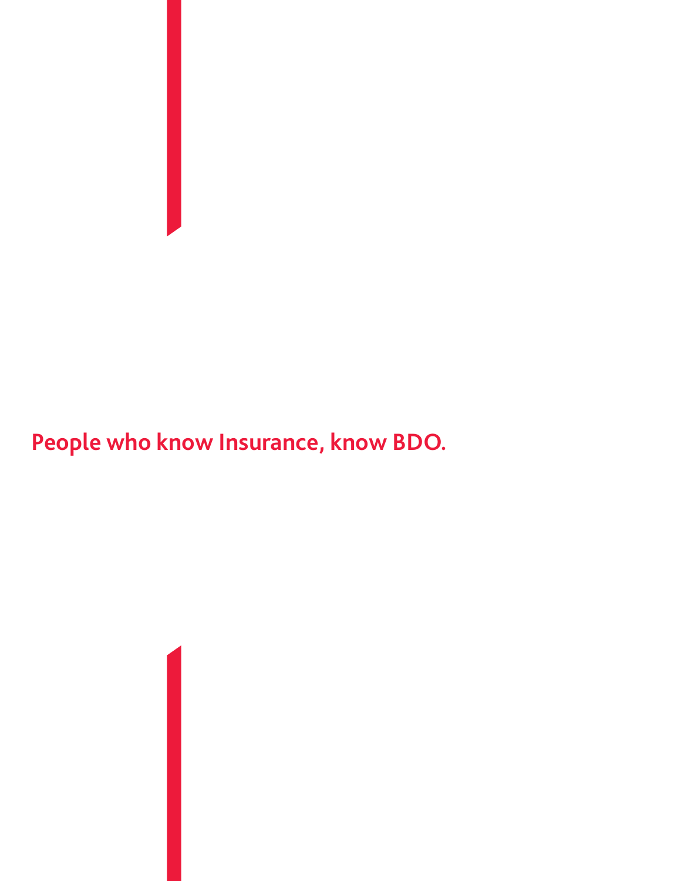**People who know Insurance, know BDO.**